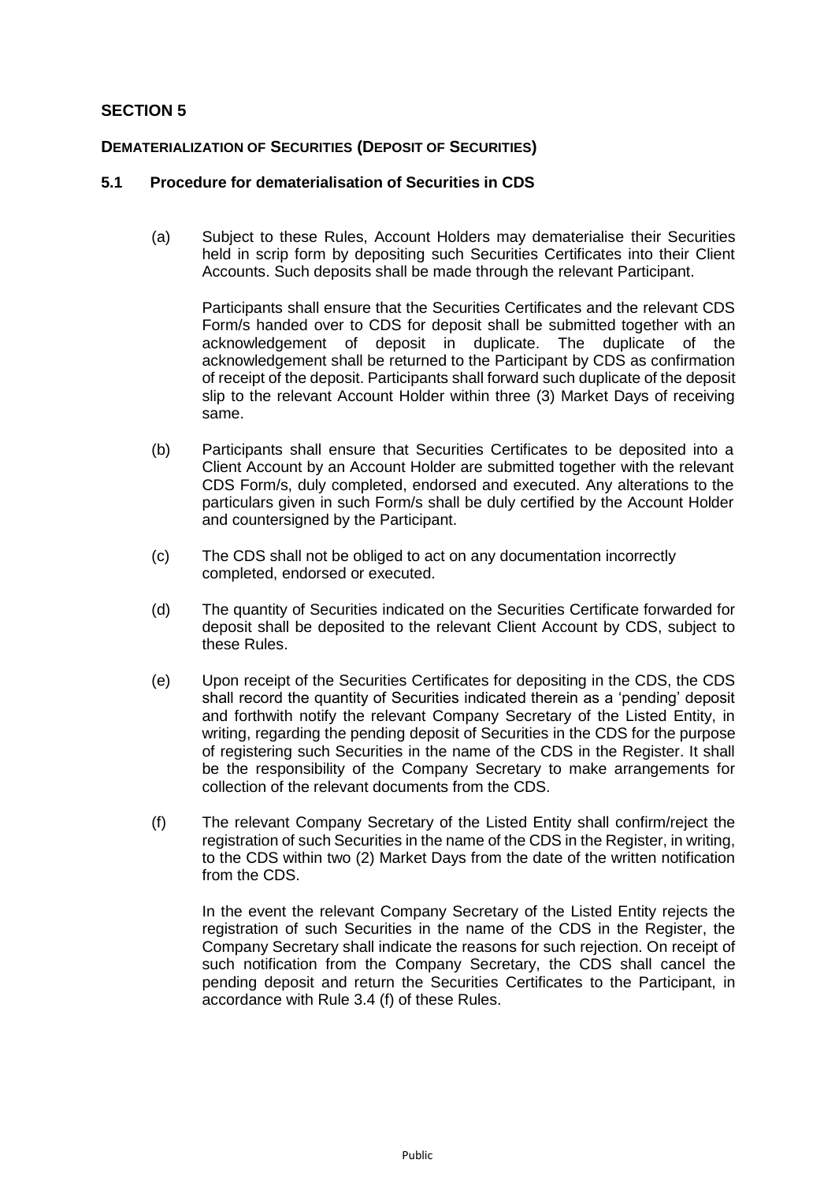## SECTION 5

### DEMATERIALIZATION OF SECURITIES (DEPOSIT OF SECURITIES)

### 5.1 Procedure for dematerialisation of Securities in CDS

(a) Subject to these Rules, Account Holders may dematerialise their Securities held in scrip form by depositing such Securities Certificates into their Client Accounts. Such deposits shall be made through the relevant Participant.

Participants shall ensure that the Securities Certificates and the relevant CDS Form/s handed over to CDS for deposit shall be submitted together with an acknowledgement of deposit in duplicate. The duplicate of the acknowledgement shall be returned to the Participant by CDS as confirmation of receipt of the deposit. Participants shall forward such duplicate of the deposit slip to the relevant Account Holder within three (3) Market Days of receiving same.

(b) Participants shall ensure that Securities Certificates to be deposited into a Client Account by an Account Holder are submitted together with the relevant CDS Form/s, duly completed, endorsed and executed. Any alterations to the particulars given in such Form/s shall be duly certified by the Account Holder and countersigned by the Participant.

(c) The CDS shall not be obliged to act on any documentation incorrectly completed, endorsed or executed.

(d) The quantity of Securities indicated on the Securities Certificate forwarded for deposit shall be deposited to the relevant Client Account by CDS, subject to these Rules.

(e) Upon receipt of the Securities Certificates for depositing in the CDS, the CDS shall record the quantity of Securities indicated therein as a 'pending' deposit and forthwith notify the relevant Company Secretary of the Listed Entity, in writing, regarding the pending deposit of Securities in the CDS for the purpose of registering such Securities in the name of the CDS in the Register. It shall be the responsibility of the Company Secretary to make arrangements for collection of the relevant documents from the CDS.

(f) The relevant Company Secretary of the Listed Entity shall confirm/reject the registration of such Securities in the name of the CDS in the Register, in writing, to the CDS within two (2) Market Days from the date of the written notification from the CDS.

In the event the relevant Company Secretary of the Listed Entity rejects the registration of such Securities in the name of the CDS in the Register, the Company Secretary shall indicate the reasons for such rejection. On receipt of such notification from the Company Secretary, the CDS shall cancel the pending deposit and return the Securities Certificates to the Participant, in accordance with Rule 3.4 (f) of these Rules.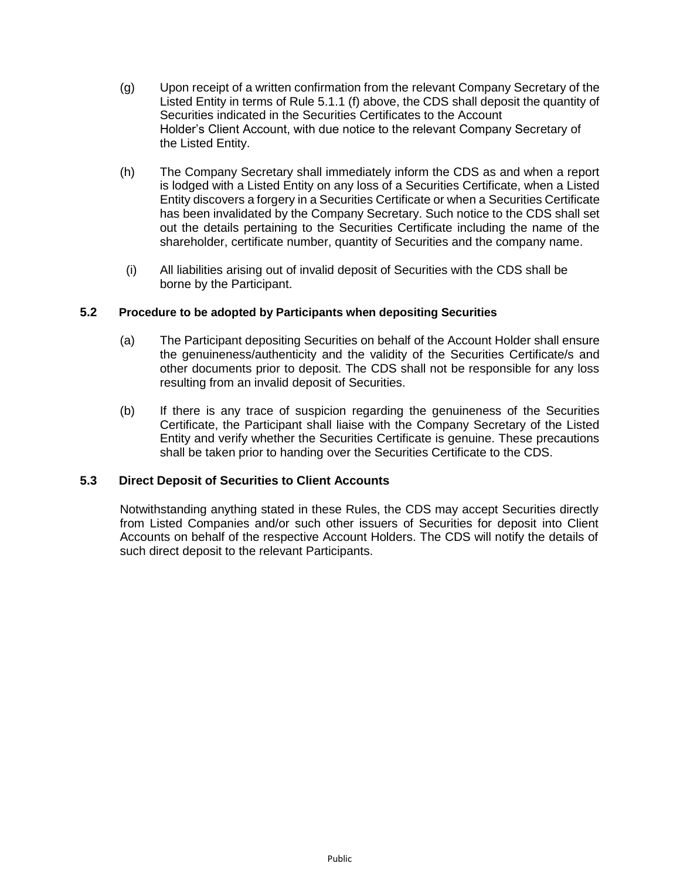(g) Upon receipt of a written confirmation from the relevant Company Secretary of the Listed Entity in terms of Rule 5.1.1 (f) above, the CDS shall deposit the quantity of Securities indicated in the Securities Certificates to the Account Holder's Client Account, with due notice to the relevant Company Secretary of the Listed Entity.

(h) The Company Secretary shall immediately inform the CDS as and when a report is lodged with a Listed Entity on any loss of a Securities Certificate, when a Listed Entity discovers a forgery in a Securities Certificate or when a Securities Certificate has been invalidated by the Company Secretary. Such notice to the CDS shall set out the details pertaining to the Securities Certificate including the name of the shareholder, certificate number, quantity of Securities and the company name.

(i) All liabilities arising out of invalid deposit of Securities with the CDS shall be borne by the Participant.

### 5.2 Procedure to be adopted by Participants when depositing Securities

(a) The Participant depositing Securities on behalf of the Account Holder shall ensure the genuineness/authenticity and the validity of the Securities Certificate/s and other documents prior to deposit. The CDS shall not be responsible for any loss resulting from an invalid deposit of Securities.

(b) If there is any trace of suspicion regarding the genuineness of the Securities Certificate, the Participant shall liaise with the Company Secretary of the Listed Entity and verify whether the Securities Certificate is genuine. These precautions shall be taken prior to handing over the Securities Certificate to the CDS.

### 5.3 Direct Deposit of Securities to Client Accounts

Notwithstanding anything stated in these Rules, the CDS may accept Securities directly from Listed Companies and/or such other issuers of Securities for deposit into Client Accounts on behalf of the respective Account Holders. The CDS will notify the details of such direct deposit to the relevant Participants.